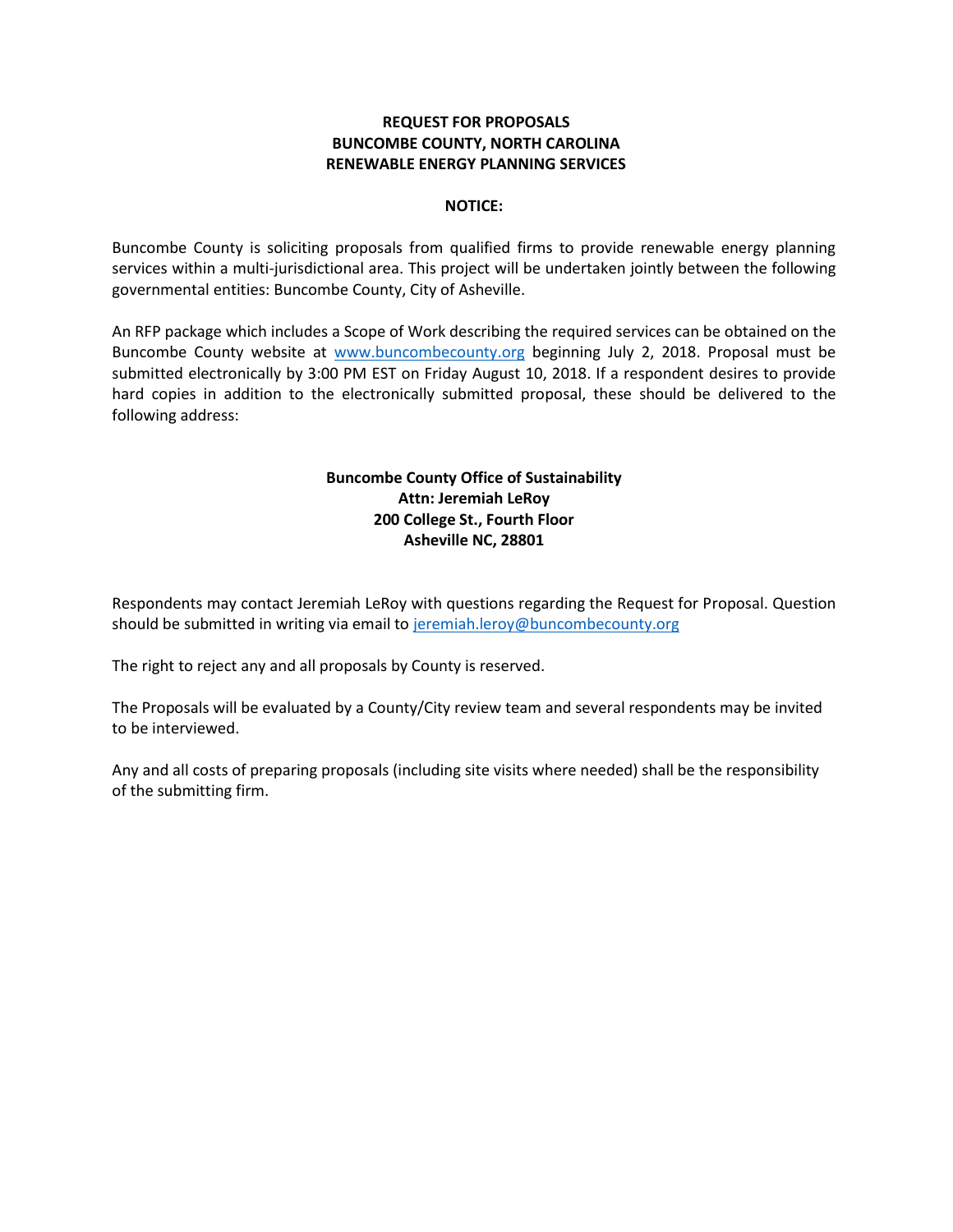**REQUEST FOR PROPOSALS**
**BUNCOMBE COUNTY, NORTH CAROLINA**
**RENEWABLE ENERGY PLANNING SERVICES**

**NOTICE:**

Buncombe County is soliciting proposals from qualified firms to provide renewable energy planning services within a multi-jurisdictional area. This project will be undertaken jointly between the following governmental entities: Buncombe County, City of Asheville.

An RFP package which includes a Scope of Work describing the required services can be obtained on the Buncombe County website at www.buncombecounty.org beginning July 2, 2018. Proposal must be submitted electronically by 3:00 PM EST on Friday August 10, 2018. If a respondent desires to provide hard copies in addition to the electronically submitted proposal, these should be delivered to the following address:

**Buncombe County Office of Sustainability**
**Attn: Jeremiah LeRoy**
**200 College St., Fourth Floor**
**Asheville NC, 28801**

Respondents may contact Jeremiah LeRoy with questions regarding the Request for Proposal. Question should be submitted in writing via email to jeremiah.leroy@buncombecounty.org

The right to reject any and all proposals by County is reserved.

The Proposals will be evaluated by a County/City review team and several respondents may be invited to be interviewed.

Any and all costs of preparing proposals (including site visits where needed) shall be the responsibility of the submitting firm.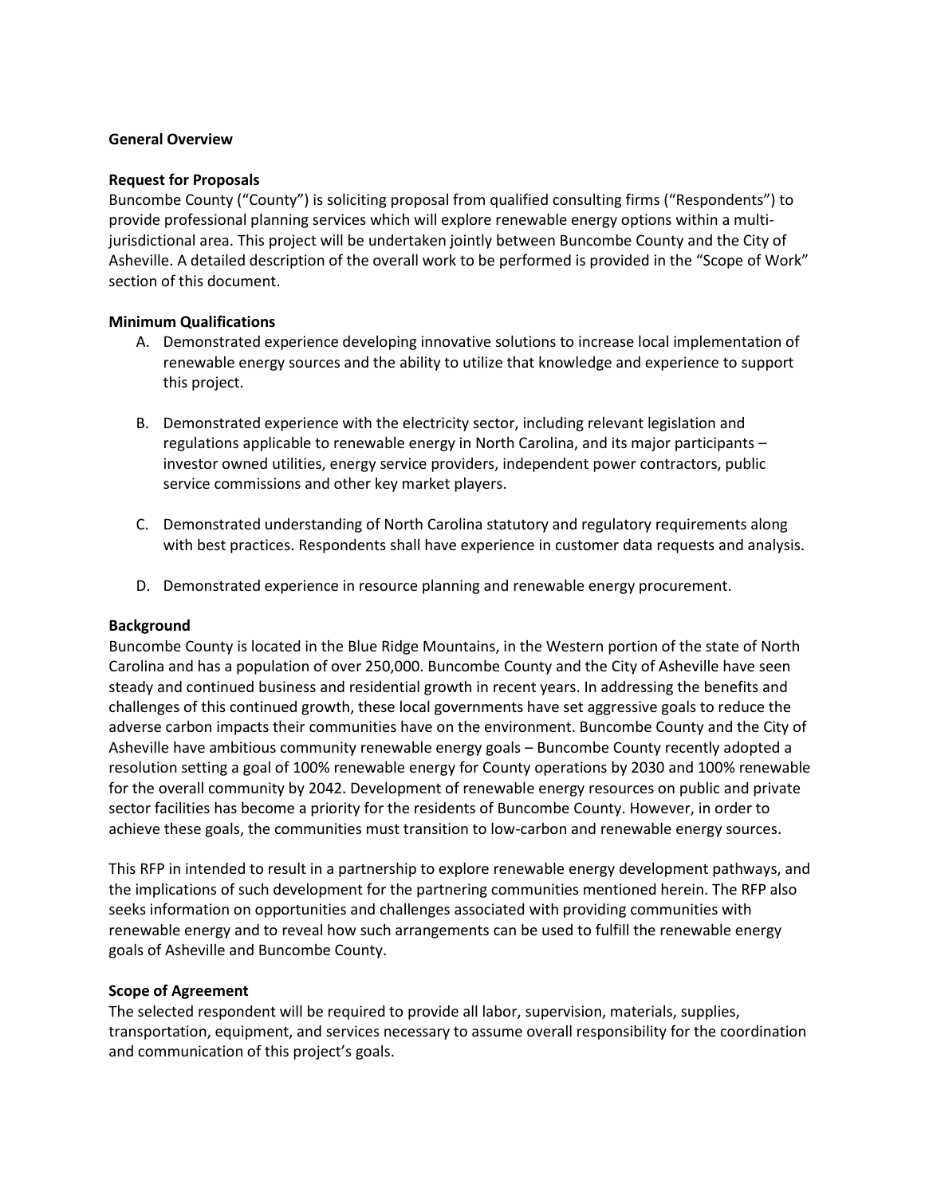## General Overview

### Request for Proposals

Buncombe County ("County") is soliciting proposal from qualified consulting firms ("Respondents") to provide professional planning services which will explore renewable energy options within a multi-jurisdictional area. This project will be undertaken jointly between Buncombe County and the City of Asheville. A detailed description of the overall work to be performed is provided in the "Scope of Work" section of this document.

### Minimum Qualifications

A. Demonstrated experience developing innovative solutions to increase local implementation of renewable energy sources and the ability to utilize that knowledge and experience to support this project.

B. Demonstrated experience with the electricity sector, including relevant legislation and regulations applicable to renewable energy in North Carolina, and its major participants – investor owned utilities, energy service providers, independent power contractors, public service commissions and other key market players.

C. Demonstrated understanding of North Carolina statutory and regulatory requirements along with best practices. Respondents shall have experience in customer data requests and analysis.

D. Demonstrated experience in resource planning and renewable energy procurement.

### Background

Buncombe County is located in the Blue Ridge Mountains, in the Western portion of the state of North Carolina and has a population of over 250,000. Buncombe County and the City of Asheville have seen steady and continued business and residential growth in recent years. In addressing the benefits and challenges of this continued growth, these local governments have set aggressive goals to reduce the adverse carbon impacts their communities have on the environment. Buncombe County and the City of Asheville have ambitious community renewable energy goals – Buncombe County recently adopted a resolution setting a goal of 100% renewable energy for County operations by 2030 and 100% renewable for the overall community by 2042. Development of renewable energy resources on public and private sector facilities has become a priority for the residents of Buncombe County. However, in order to achieve these goals, the communities must transition to low-carbon and renewable energy sources.

This RFP in intended to result in a partnership to explore renewable energy development pathways, and the implications of such development for the partnering communities mentioned herein. The RFP also seeks information on opportunities and challenges associated with providing communities with renewable energy and to reveal how such arrangements can be used to fulfill the renewable energy goals of Asheville and Buncombe County.

### Scope of Agreement

The selected respondent will be required to provide all labor, supervision, materials, supplies, transportation, equipment, and services necessary to assume overall responsibility for the coordination and communication of this project's goals.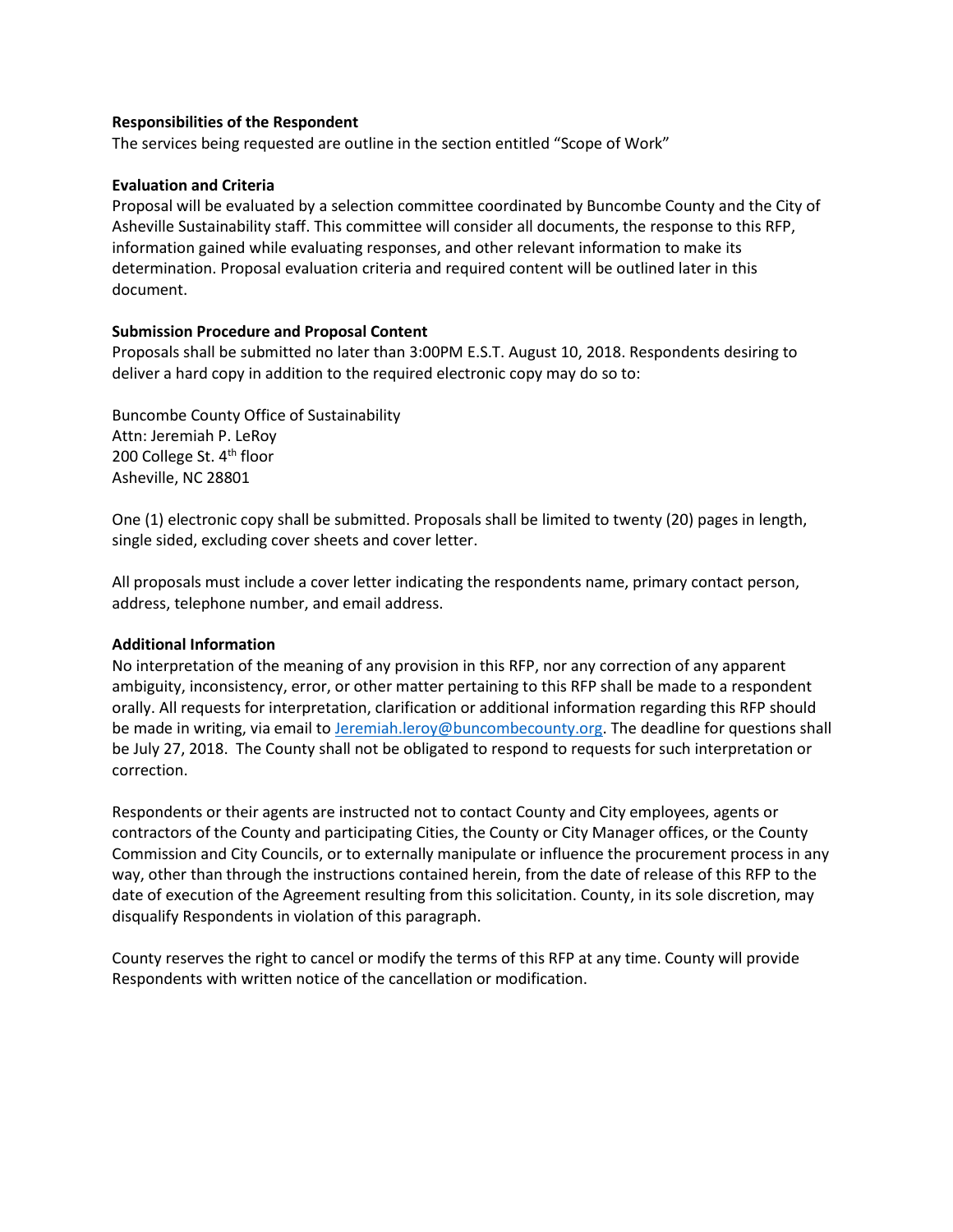**Responsibilities of the Respondent**

The services being requested are outline in the section entitled "Scope of Work"

**Evaluation and Criteria**

Proposal will be evaluated by a selection committee coordinated by Buncombe County and the City of Asheville Sustainability staff. This committee will consider all documents, the response to this RFP, information gained while evaluating responses, and other relevant information to make its determination. Proposal evaluation criteria and required content will be outlined later in this document.

**Submission Procedure and Proposal Content**

Proposals shall be submitted no later than 3:00PM E.S.T. August 10, 2018. Respondents desiring to deliver a hard copy in addition to the required electronic copy may do so to:

Buncombe County Office of Sustainability
Attn: Jeremiah P. LeRoy
200 College St. 4th floor
Asheville, NC 28801

One (1) electronic copy shall be submitted. Proposals shall be limited to twenty (20) pages in length, single sided, excluding cover sheets and cover letter.

All proposals must include a cover letter indicating the respondents name, primary contact person, address, telephone number, and email address.

**Additional Information**

No interpretation of the meaning of any provision in this RFP, nor any correction of any apparent ambiguity, inconsistency, error, or other matter pertaining to this RFP shall be made to a respondent orally. All requests for interpretation, clarification or additional information regarding this RFP should be made in writing, via email to Jeremiah.leroy@buncombecounty.org. The deadline for questions shall be July 27, 2018. The County shall not be obligated to respond to requests for such interpretation or correction.

Respondents or their agents are instructed not to contact County and City employees, agents or contractors of the County and participating Cities, the County or City Manager offices, or the County Commission and City Councils, or to externally manipulate or influence the procurement process in any way, other than through the instructions contained herein, from the date of release of this RFP to the date of execution of the Agreement resulting from this solicitation. County, in its sole discretion, may disqualify Respondents in violation of this paragraph.

County reserves the right to cancel or modify the terms of this RFP at any time. County will provide Respondents with written notice of the cancellation or modification.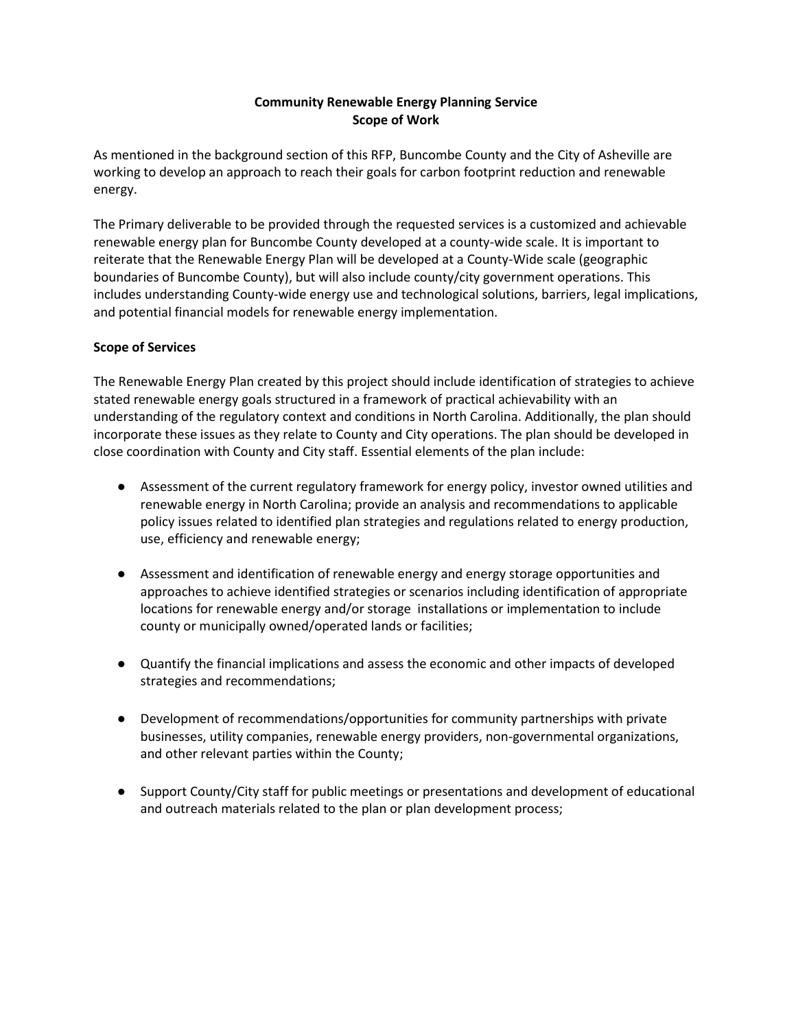**Community Renewable Energy Planning Service**
**Scope of Work**

As mentioned in the background section of this RFP, Buncombe County and the City of Asheville are working to develop an approach to reach their goals for carbon footprint reduction and renewable energy.

The Primary deliverable to be provided through the requested services is a customized and achievable renewable energy plan for Buncombe County developed at a county-wide scale. It is important to reiterate that the Renewable Energy Plan will be developed at a County-Wide scale (geographic boundaries of Buncombe County), but will also include county/city government operations. This includes understanding County-wide energy use and technological solutions, barriers, legal implications, and potential financial models for renewable energy implementation.

**Scope of Services**

The Renewable Energy Plan created by this project should include identification of strategies to achieve stated renewable energy goals structured in a framework of practical achievability with an understanding of the regulatory context and conditions in North Carolina. Additionally, the plan should incorporate these issues as they relate to County and City operations. The plan should be developed in close coordination with County and City staff. Essential elements of the plan include:

- Assessment of the current regulatory framework for energy policy, investor owned utilities and renewable energy in North Carolina; provide an analysis and recommendations to applicable policy issues related to identified plan strategies and regulations related to energy production, use, efficiency and renewable energy;

- Assessment and identification of renewable energy and energy storage opportunities and approaches to achieve identified strategies or scenarios including identification of appropriate locations for renewable energy and/or storage installations or implementation to include county or municipally owned/operated lands or facilities;

- Quantify the financial implications and assess the economic and other impacts of developed strategies and recommendations;

- Development of recommendations/opportunities for community partnerships with private businesses, utility companies, renewable energy providers, non-governmental organizations, and other relevant parties within the County;

- Support County/City staff for public meetings or presentations and development of educational and outreach materials related to the plan or plan development process;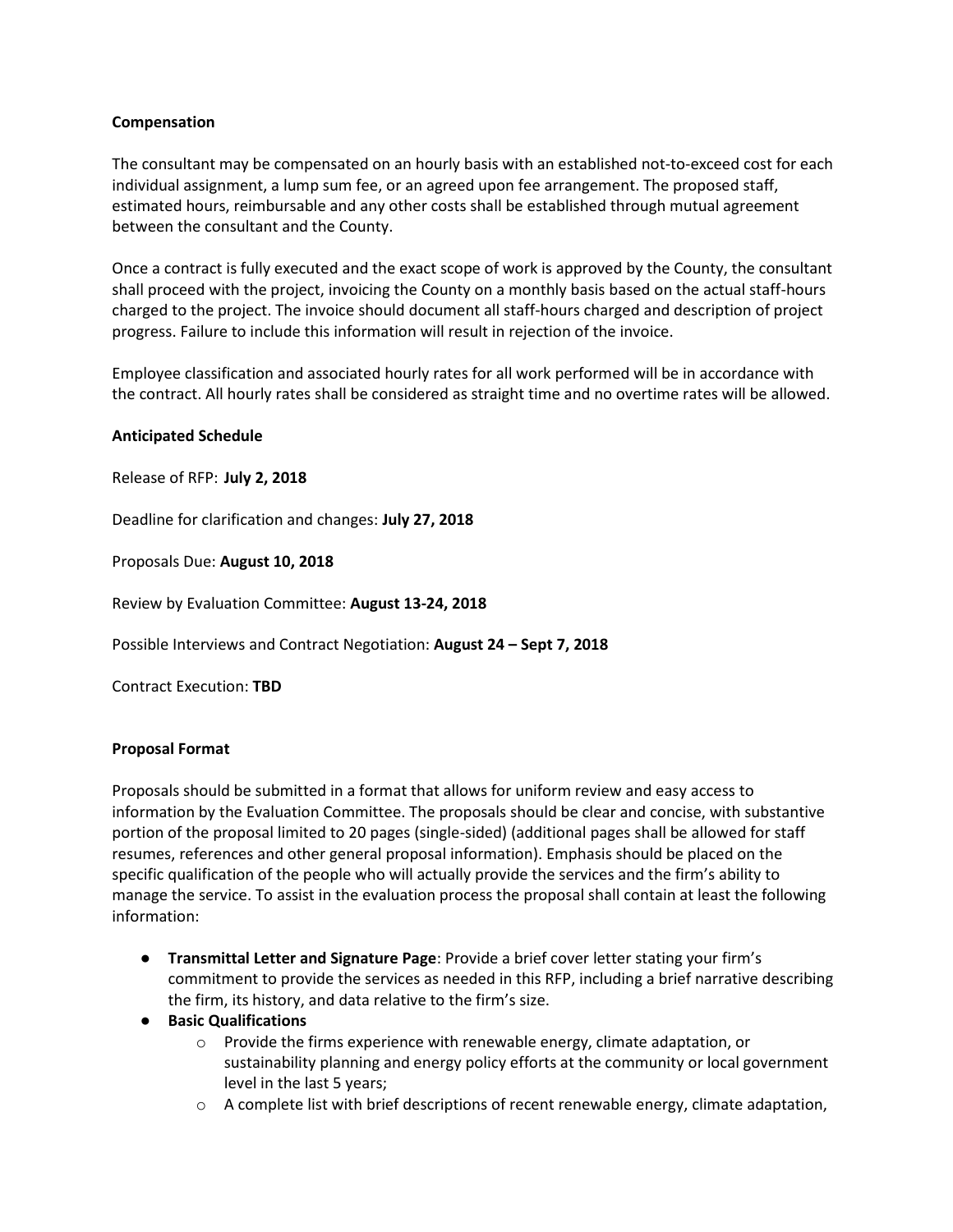**Compensation**

The consultant may be compensated on an hourly basis with an established not-to-exceed cost for each individual assignment, a lump sum fee, or an agreed upon fee arrangement. The proposed staff, estimated hours, reimbursable and any other costs shall be established through mutual agreement between the consultant and the County.

Once a contract is fully executed and the exact scope of work is approved by the County, the consultant shall proceed with the project, invoicing the County on a monthly basis based on the actual staff-hours charged to the project. The invoice should document all staff-hours charged and description of project progress. Failure to include this information will result in rejection of the invoice.

Employee classification and associated hourly rates for all work performed will be in accordance with the contract. All hourly rates shall be considered as straight time and no overtime rates will be allowed.

**Anticipated Schedule**

Release of RFP: **July 2, 2018**

Deadline for clarification and changes: **July 27, 2018**

Proposals Due: **August 10, 2018**

Review by Evaluation Committee: **August 13-24, 2018**

Possible Interviews and Contract Negotiation: **August 24 – Sept 7, 2018**

Contract Execution: **TBD**

**Proposal Format**

Proposals should be submitted in a format that allows for uniform review and easy access to information by the Evaluation Committee. The proposals should be clear and concise, with substantive portion of the proposal limited to 20 pages (single-sided) (additional pages shall be allowed for staff resumes, references and other general proposal information). Emphasis should be placed on the specific qualification of the people who will actually provide the services and the firm's ability to manage the service. To assist in the evaluation process the proposal shall contain at least the following information:

- **Transmittal Letter and Signature Page**: Provide a brief cover letter stating your firm's commitment to provide the services as needed in this RFP, including a brief narrative describing the firm, its history, and data relative to the firm's size.
- **Basic Qualifications**
  - Provide the firms experience with renewable energy, climate adaptation, or sustainability planning and energy policy efforts at the community or local government level in the last 5 years;
  - A complete list with brief descriptions of recent renewable energy, climate adaptation,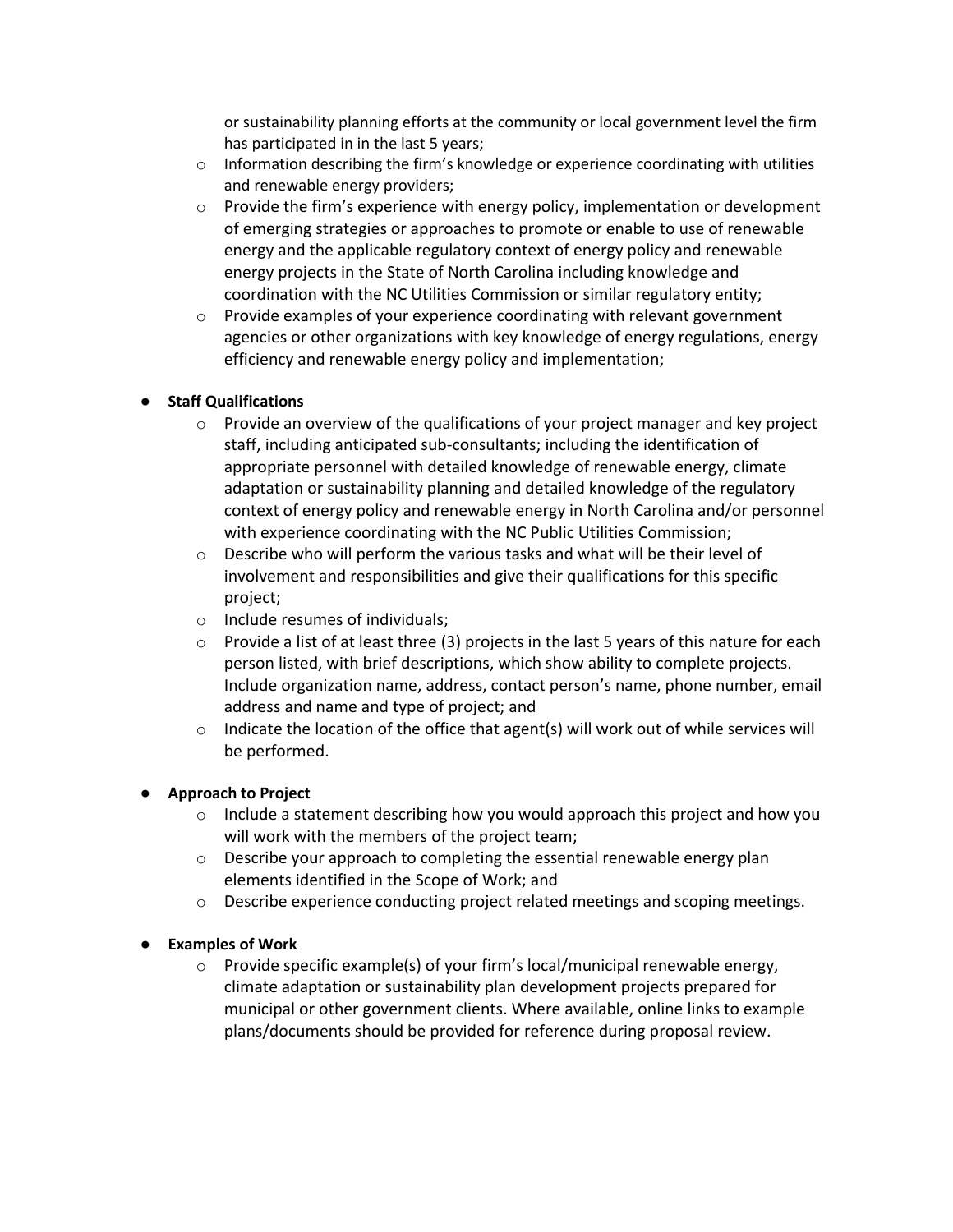- or sustainability planning efforts at the community or local government level the firm has participated in in the last 5 years;
  - Information describing the firm's knowledge or experience coordinating with utilities and renewable energy providers;
  - Provide the firm's experience with energy policy, implementation or development of emerging strategies or approaches to promote or enable to use of renewable energy and the applicable regulatory context of energy policy and renewable energy projects in the State of North Carolina including knowledge and coordination with the NC Utilities Commission or similar regulatory entity;
  - Provide examples of your experience coordinating with relevant government agencies or other organizations with key knowledge of energy regulations, energy efficiency and renewable energy policy and implementation;

- **Staff Qualifications**
  - Provide an overview of the qualifications of your project manager and key project staff, including anticipated sub-consultants; including the identification of appropriate personnel with detailed knowledge of renewable energy, climate adaptation or sustainability planning and detailed knowledge of the regulatory context of energy policy and renewable energy in North Carolina and/or personnel with experience coordinating with the NC Public Utilities Commission;
  - Describe who will perform the various tasks and what will be their level of involvement and responsibilities and give their qualifications for this specific project;
  - Include resumes of individuals;
  - Provide a list of at least three (3) projects in the last 5 years of this nature for each person listed, with brief descriptions, which show ability to complete projects. Include organization name, address, contact person's name, phone number, email address and name and type of project; and
  - Indicate the location of the office that agent(s) will work out of while services will be performed.

- **Approach to Project**
  - Include a statement describing how you would approach this project and how you will work with the members of the project team;
  - Describe your approach to completing the essential renewable energy plan elements identified in the Scope of Work; and
  - Describe experience conducting project related meetings and scoping meetings.

- **Examples of Work**
  - Provide specific example(s) of your firm's local/municipal renewable energy, climate adaptation or sustainability plan development projects prepared for municipal or other government clients. Where available, online links to example plans/documents should be provided for reference during proposal review.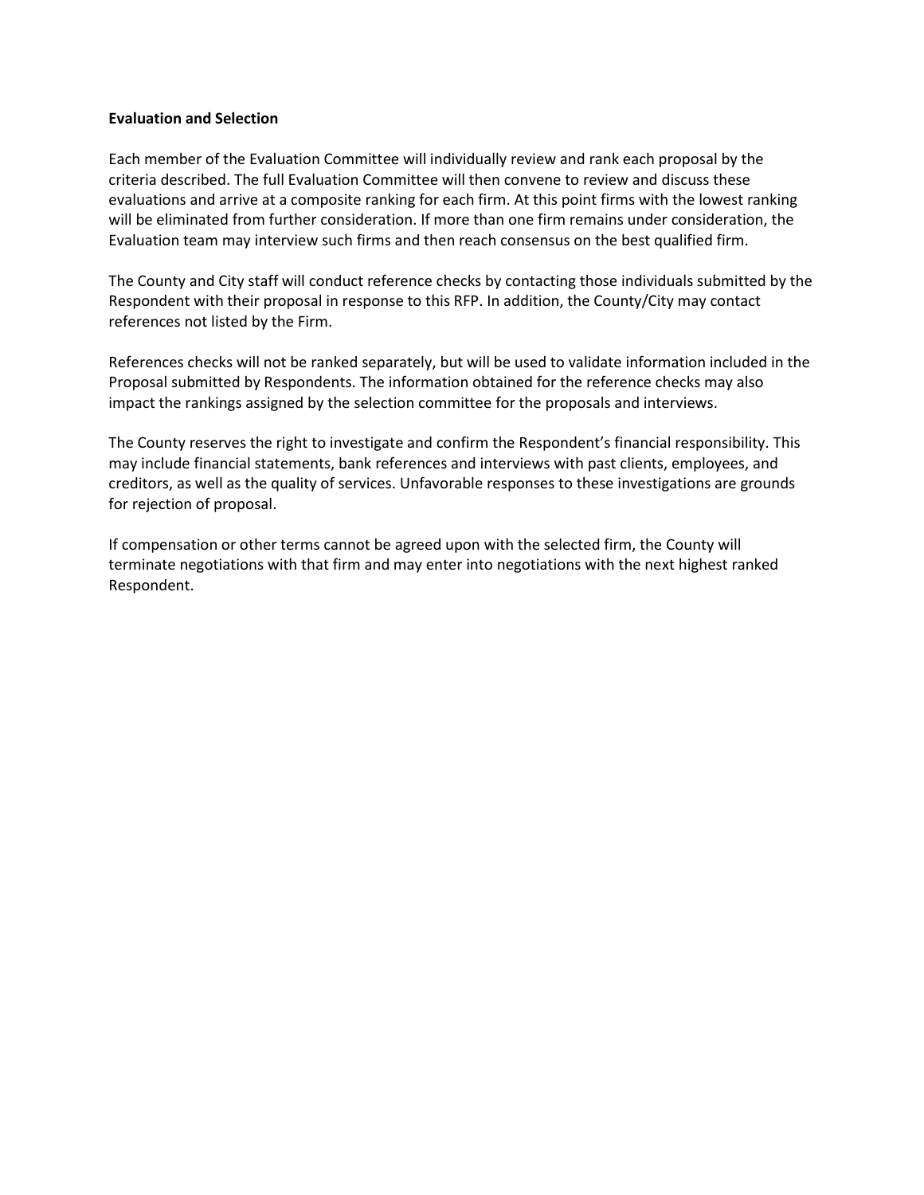**Evaluation and Selection**

Each member of the Evaluation Committee will individually review and rank each proposal by the criteria described. The full Evaluation Committee will then convene to review and discuss these evaluations and arrive at a composite ranking for each firm. At this point firms with the lowest ranking will be eliminated from further consideration. If more than one firm remains under consideration, the Evaluation team may interview such firms and then reach consensus on the best qualified firm.

The County and City staff will conduct reference checks by contacting those individuals submitted by the Respondent with their proposal in response to this RFP. In addition, the County/City may contact references not listed by the Firm.

References checks will not be ranked separately, but will be used to validate information included in the Proposal submitted by Respondents. The information obtained for the reference checks may also impact the rankings assigned by the selection committee for the proposals and interviews.

The County reserves the right to investigate and confirm the Respondent's financial responsibility. This may include financial statements, bank references and interviews with past clients, employees, and creditors, as well as the quality of services. Unfavorable responses to these investigations are grounds for rejection of proposal.

If compensation or other terms cannot be agreed upon with the selected firm, the County will terminate negotiations with that firm and may enter into negotiations with the next highest ranked Respondent.